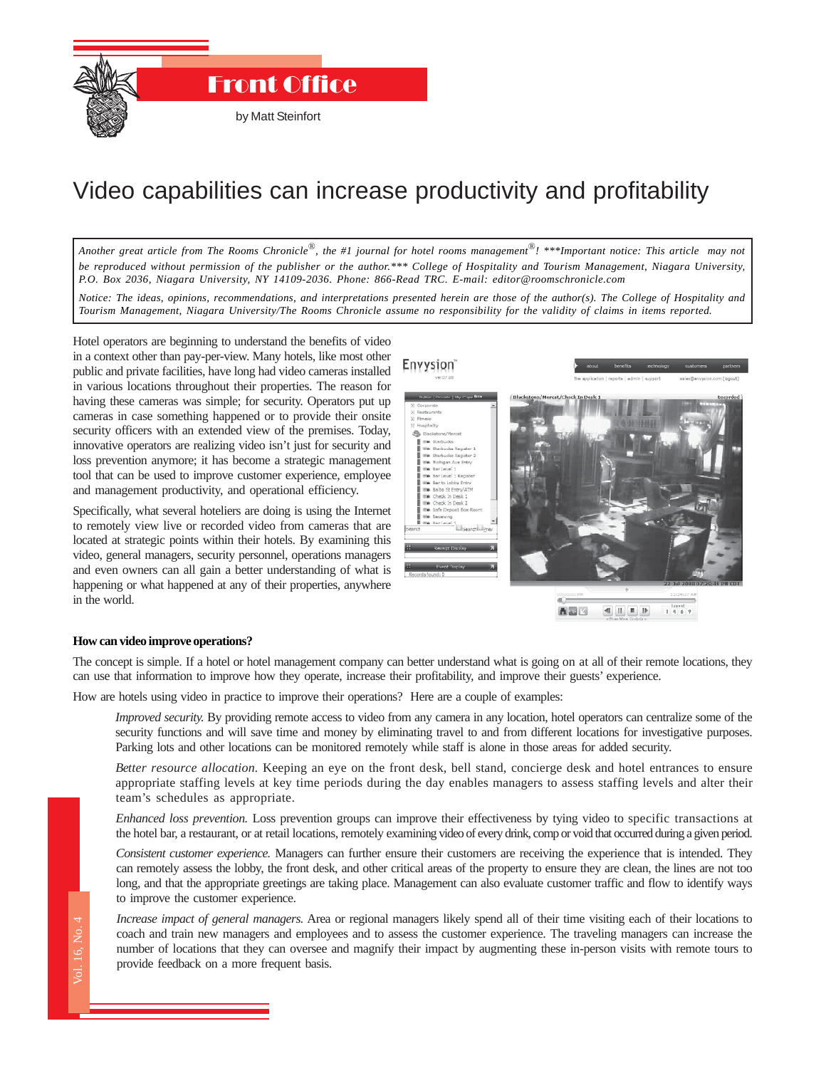# Front Office

by Matt Steinfort

## Video capabilities can increase productivity and profitability

*Another great article from The Rooms Chronicle®, the #1 journal for hotel rooms management®! \*\*\*Important notice: This article may not be reproduced without permission of the publisher or the author.\*\*\* College of Hospitality and Tourism Management, Niagara University, P.O. Box 2036, Niagara University, NY 14109-2036. Phone: 866-Read TRC. E-mail: editor@roomschronicle.com*

*Notice: The ideas, opinions, recommendations, and interpretations presented herein are those of the author(s). The College of Hospitality and Tourism Management, Niagara University/The Rooms Chronicle assume no responsibility for the validity of claims in items reported.*

Hotel operators are beginning to understand the benefits of video in a context other than pay-per-view. Many hotels, like most other public and private facilities, have long had video cameras installed in various locations throughout their properties. The reason for having these cameras was simple; for security. Operators put up cameras in case something happened or to provide their onsite security officers with an extended view of the premises. Today, innovative operators are realizing video isn't just for security and loss prevention anymore; it has become a strategic management tool that can be used to improve customer experience, employee and management productivity, and operational efficiency.

Specifically, what several hoteliers are doing is using the Internet to remotely view live or recorded video from cameras that are located at strategic points within their hotels. By examining this video, general managers, security personnel, operations managers and even owners can all gain a better understanding of what is happening or what happened at any of their properties, anywhere in the world.

### How can video improve operations?

The concept is simple. If a hotel or hotel management company can better understand what is going on at all of their remote locations, they can use that information to improve how they operate, increase their profitability, and improve their guests' experience.

How are hotels using video in practice to improve their operations? Here are a couple of examples:

*Improved security.* By providing remote access to video from any camera in any location, hotel operators can centralize some of the security functions and will save time and money by eliminating travel to and from different locations for investigative purposes. Parking lots and other locations can be monitored remotely while staff is alone in those areas for added security.

*Better resource allocation.* Keeping an eye on the front desk, bell stand, concierge desk and hotel entrances to ensure appropriate staffing levels at key time periods during the day enables managers to assess staffing levels and alter their team's schedules as appropriate.

*Enhanced loss prevention.* Loss prevention groups can improve their effectiveness by tying video to specific transactions at the hotel bar, a restaurant, or at retail locations, remotely examining video of every drink, comp or void that occurred during a given period.

*Consistent customer experience.* Managers can further ensure their customers are receiving the experience that is intended. They can remotely assess the lobby, the front desk, and other critical areas of the property to ensure they are clean, the lines are not too long, and that the appropriate greetings are taking place. Management can also evaluate customer traffic and flow to identify ways to improve the customer experience.

*Increase impact of general managers.* Area or regional managers likely spend all of their time visiting each of their locations to coach and train new managers and employees and to assess the customer experience. The traveling managers can increase the number of locations that they can oversee and magnify their impact by augmenting these in-person visits with remote tours to provide feedback on a more frequent basis.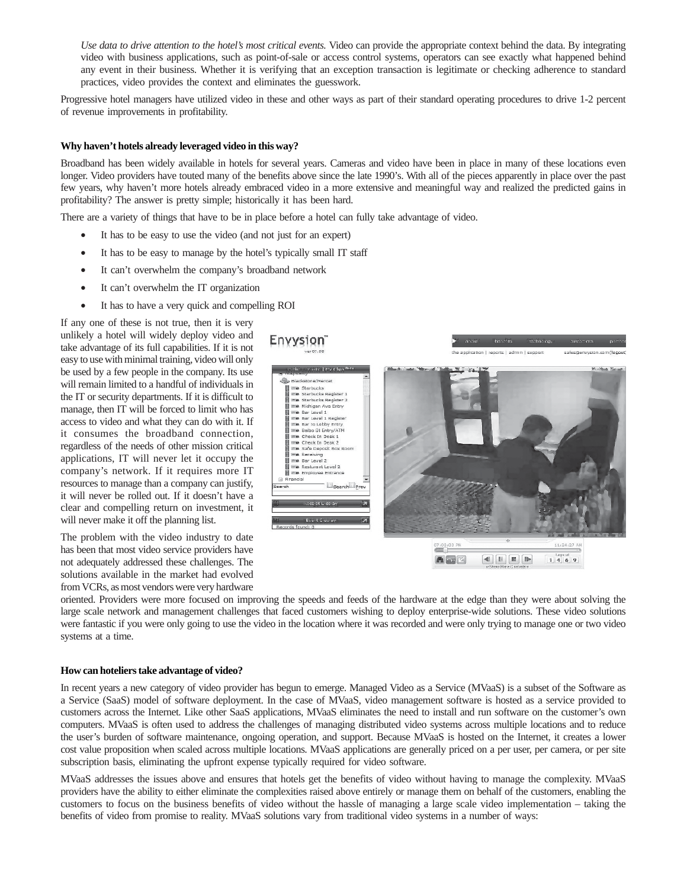*Use data to drive attention to the hotel's most critical events.* Video can provide the appropriate context behind the data. By integrating video with business applications, such as point-of-sale or access control systems, operators can see exactly what happened behind any event in their business. Whether it is verifying that an exception transaction is legitimate or checking adherence to standard practices, video provides the context and eliminates the guesswork.

Progressive hotel managers have utilized video in these and other ways as part of their standard operating procedures to drive 1-2 percent of revenue improvements in profitability.

**Why haven't hotels already leveraged video in this way?**

Broadband has been widely available in hotels for several years. Cameras and video have been in place in many of these locations even longer. Video providers have touted many of the benefits above since the late 1990's. With all of the pieces apparently in place over the past few years, why haven't more hotels already embraced video in a more extensive and meaningful way and realized the predicted gains in profitability? The answer is pretty simple; historically it has been hard.

There are a variety of things that have to be in place before a hotel can fully take advantage of video.

- It has to be easy to use the video (and not just for an expert)
- It has to be easy to manage by the hotel's typically small IT staff
- It can't overwhelm the company's broadband network
- It can't overwhelm the IT organization
- It has to have a very quick and compelling ROI

If any one of these is not true, then it is very unlikely a hotel will widely deploy video and take advantage of its full capabilities. If it is not easy to use with minimal training, video will only be used by a few people in the company. Its use will remain limited to a handful of individuals in the IT or security departments. If it is difficult to manage, then IT will be forced to limit who has access to video and what they can do with it. If it consumes the broadband connection, regardless of the needs of other mission critical applications, IT will never let it occupy the company's network. If it requires more IT resources to manage than a company can justify, it will never be rolled out. If it doesn't have a clear and compelling return on investment, it will never make it off the planning list.

The problem with the video industry to date has been that most video service providers have not adequately addressed these challenges. The solutions available in the market had evolved from VCRs, as most vendors were very hardware oriented. Providers were more focused on improving the speeds and feeds of the hardware at the edge than they were about solving the large scale network and management challenges that faced customers wishing to deploy enterprise-wide solutions. These video solutions were fantastic if you were only going to use the video in the location where it was recorded and were only trying to manage one or two video systems at a time.

**How can hoteliers take advantage of video?**

In recent years a new category of video provider has begun to emerge. Managed Video as a Service (MVaaS) is a subset of the Software as a Service (SaaS) model of software deployment. In the case of MVaaS, video management software is hosted as a service provided to customers across the Internet. Like other SaaS applications, MVaaS eliminates the need to install and run software on the customer's own computers. MVaaS is often used to address the challenges of managing distributed video systems across multiple locations and to reduce the user's burden of software maintenance, ongoing operation, and support. Because MVaaS is hosted on the Internet, it creates a lower cost value proposition when scaled across multiple locations. MVaaS applications are generally priced on a per user, per camera, or per site subscription basis, eliminating the upfront expense typically required for video software.

MVaaS addresses the issues above and ensures that hotels get the benefits of video without having to manage the complexity. MVaaS providers have the ability to either eliminate the complexities raised above entirely or manage them on behalf of the customers, enabling the customers to focus on the business benefits of video without the hassle of managing a large scale video implementation – taking the benefits of video from promise to reality. MVaaS solutions vary from traditional video systems in a number of ways: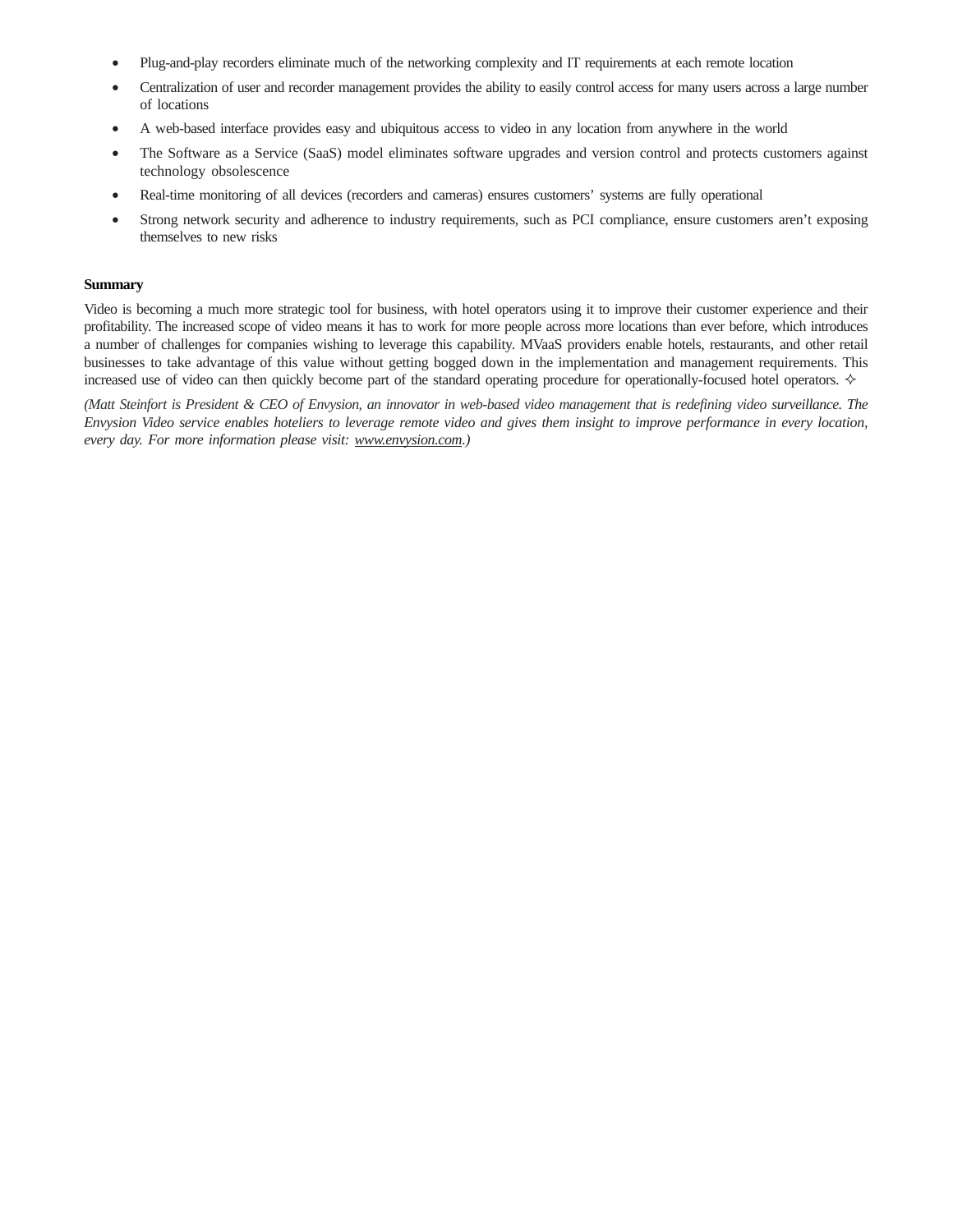- Plug-and-play recorders eliminate much of the networking complexity and IT requirements at each remote location
- Centralization of user and recorder management provides the ability to easily control access for many users across a large number of locations
- A web-based interface provides easy and ubiquitous access to video in any location from anywhere in the world
- The Software as a Service (SaaS) model eliminates software upgrades and version control and protects customers against technology obsolescence
- Real-time monitoring of all devices (recorders and cameras) ensures customers' systems are fully operational
- Strong network security and adherence to industry requirements, such as PCI compliance, ensure customers aren't exposing themselves to new risks

**Summary**

Video is becoming a much more strategic tool for business, with hotel operators using it to improve their customer experience and their profitability. The increased scope of video means it has to work for more people across more locations than ever before, which introduces a number of challenges for companies wishing to leverage this capability. MVaaS providers enable hotels, restaurants, and other retail businesses to take advantage of this value without getting bogged down in the implementation and management requirements. This increased use of video can then quickly become part of the standard operating procedure for operationally-focused hotel operators. ✧

*(Matt Steinfort is President & CEO of Envysion, an innovator in web-based video management that is redefining video surveillance. The Envysion Video service enables hoteliers to leverage remote video and gives them insight to improve performance in every location, every day. For more information please visit: www.envysion.com.)*